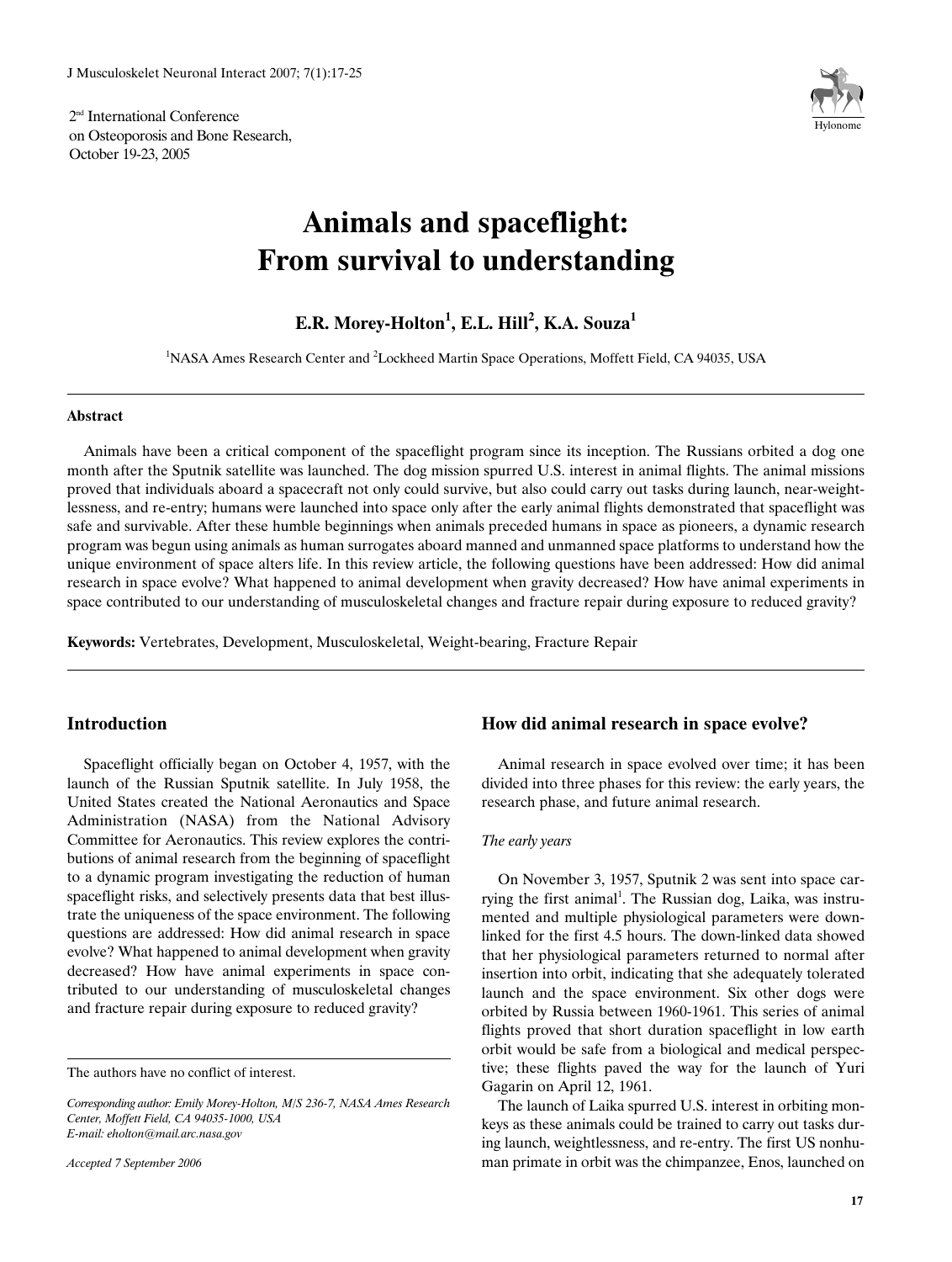2[nd] International Conference on Osteoporosis and Bone Research, October 19-23, 2005

# Animals and spaceflight: From survival to understanding

**E.R. Morey-Holton[1], E.L. Hill[2], K.A. Souza[1]**

[1]NASA Ames Research Center and [2]Lockheed Martin Space Operations, Moffett Field, CA 94035, USA

### Abstract

Animals have been a critical component of the spaceflight program since its inception. The Russians orbited a dog one month after the Sputnik satellite was launched. The dog mission spurred U.S. interest in animal flights. The animal missions proved that individuals aboard a spacecraft not only could survive, but also could carry out tasks during launch, near-weightlessness, and re-entry; humans were launched into space only after the early animal flights demonstrated that spaceflight was safe and survivable. After these humble beginnings when animals preceded humans in space as pioneers, a dynamic research program was begun using animals as human surrogates aboard manned and unmanned space platforms to understand how the unique environment of space alters life. In this review article, the following questions have been addressed: How did animal research in space evolve? What happened to animal development when gravity decreased? How have animal experiments in space contributed to our understanding of musculoskeletal changes and fracture repair during exposure to reduced gravity?

**Keywords:** Vertebrates, Development, Musculoskeletal, Weight-bearing, Fracture Repair

## Introduction

Spaceflight officially began on October 4, 1957, with the launch of the Russian Sputnik satellite. In July 1958, the United States created the National Aeronautics and Space Administration (NASA) from the National Advisory Committee for Aeronautics. This review explores the contributions of animal research from the beginning of spaceflight to a dynamic program investigating the reduction of human spaceflight risks, and selectively presents data that best illustrate the uniqueness of the space environment. The following questions are addressed: How did animal research in space evolve? What happened to animal development when gravity decreased? How have animal experiments in space contributed to our understanding of musculoskeletal changes and fracture repair during exposure to reduced gravity?

The authors have no conflict of interest.

*Corresponding author: Emily Morey-Holton, M/S 236-7, NASA Ames Research Center, Moffett Field, CA 94035-1000, USA*
*E-mail: eholton@mail.arc.nasa.gov*

*Accepted 7 September 2006*

## How did animal research in space evolve?

Animal research in space evolved over time; it has been divided into three phases for this review: the early years, the research phase, and future animal research.

*The early years*

On November 3, 1957, Sputnik 2 was sent into space carrying the first animal[1]. The Russian dog, Laika, was instrumented and multiple physiological parameters were down-linked for the first 4.5 hours. The down-linked data showed that her physiological parameters returned to normal after insertion into orbit, indicating that she adequately tolerated launch and the space environment. Six other dogs were orbited by Russia between 1960-1961. This series of animal flights proved that short duration spaceflight in low earth orbit would be safe from a biological and medical perspective; these flights paved the way for the launch of Yuri Gagarin on April 12, 1961.

The launch of Laika spurred U.S. interest in orbiting monkeys as these animals could be trained to carry out tasks during launch, weightlessness, and re-entry. The first US nonhuman primate in orbit was the chimpanzee, Enos, launched on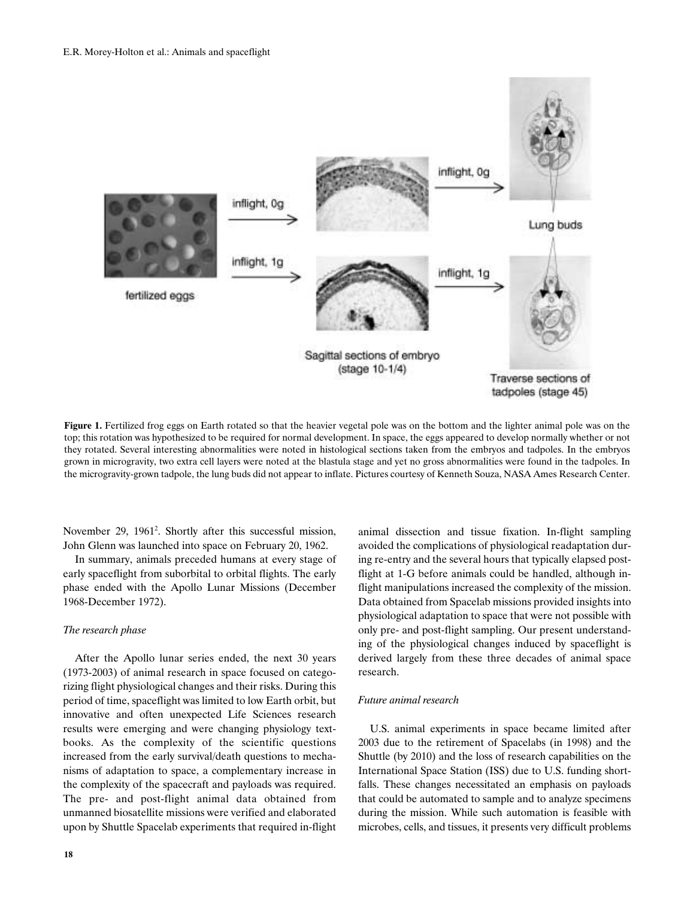**Figure 1.** Fertilized frog eggs on Earth rotated so that the heavier vegetal pole was on the bottom and the lighter animal pole was on the top; this rotation was hypothesized to be required for normal development. In space, the eggs appeared to develop normally whether or not they rotated. Several interesting abnormalities were noted in histological sections taken from the embryos and tadpoles. In the embryos grown in microgravity, two extra cell layers were noted at the blastula stage and yet no gross abnormalities were found in the tadpoles. In the microgravity-grown tadpole, the lung buds did not appear to inflate. Pictures courtesy of Kenneth Souza, NASA Ames Research Center.

November 29, 1961[2]. Shortly after this successful mission, John Glenn was launched into space on February 20, 1962.

In summary, animals preceded humans at every stage of early spaceflight from suborbital to orbital flights. The early phase ended with the Apollo Lunar Missions (December 1968-December 1972).

*The research phase*

After the Apollo lunar series ended, the next 30 years (1973-2003) of animal research in space focused on categorizing flight physiological changes and their risks. During this period of time, spaceflight was limited to low Earth orbit, but innovative and often unexpected Life Sciences research results were emerging and were changing physiology textbooks. As the complexity of the scientific questions increased from the early survival/death questions to mechanisms of adaptation to space, a complementary increase in the complexity of the spacecraft and payloads was required. The pre- and post-flight animal data obtained from unmanned biosatellite missions were verified and elaborated upon by Shuttle Spacelab experiments that required in-flight animal dissection and tissue fixation. In-flight sampling avoided the complications of physiological readaptation during re-entry and the several hours that typically elapsed post-flight at 1-G before animals could be handled, although in-flight manipulations increased the complexity of the mission. Data obtained from Spacelab missions provided insights into physiological adaptation to space that were not possible with only pre- and post-flight sampling. Our present understanding of the physiological changes induced by spaceflight is derived largely from these three decades of animal space research.

*Future animal research*

U.S. animal experiments in space became limited after 2003 due to the retirement of Spacelabs (in 1998) and the Shuttle (by 2010) and the loss of research capabilities on the International Space Station (ISS) due to U.S. funding shortfalls. These changes necessitated an emphasis on payloads that could be automated to sample and to analyze specimens during the mission. While such automation is feasible with microbes, cells, and tissues, it presents very difficult problems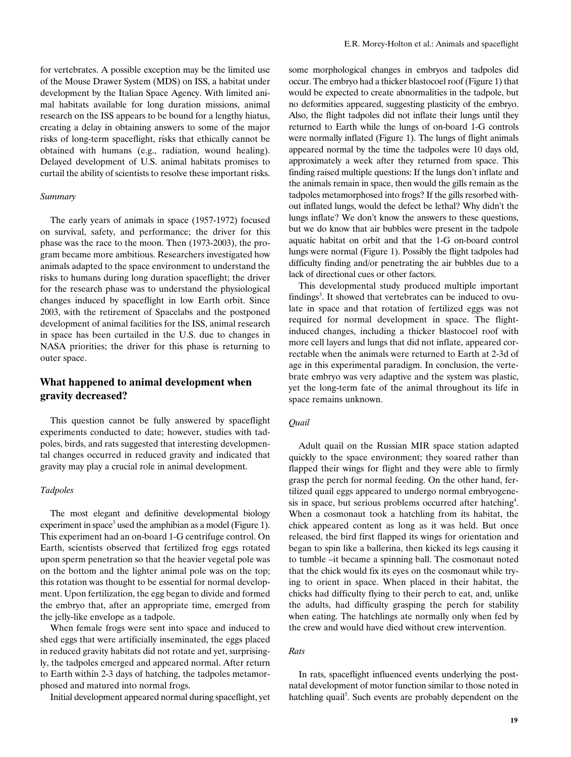for vertebrates. A possible exception may be the limited use of the Mouse Drawer System (MDS) on ISS, a habitat under development by the Italian Space Agency. With limited animal habitats available for long duration missions, animal research on the ISS appears to be bound for a lengthy hiatus, creating a delay in obtaining answers to some of the major risks of long-term spaceflight, risks that ethically cannot be obtained with humans (e.g., radiation, wound healing). Delayed development of U.S. animal habitats promises to curtail the ability of scientists to resolve these important risks.

### *Summary*

The early years of animals in space (1957-1972) focused on survival, safety, and performance; the driver for this phase was the race to the moon. Then (1973-2003), the program became more ambitious. Researchers investigated how animals adapted to the space environment to understand the risks to humans during long duration spaceflight; the driver for the research phase was to understand the physiological changes induced by spaceflight in low Earth orbit. Since 2003, with the retirement of Spacelabs and the postponed development of animal facilities for the ISS, animal research in space has been curtailed in the U.S. due to changes in NASA priorities; the driver for this phase is returning to outer space.

## What happened to animal development when gravity decreased?

This question cannot be fully answered by spaceflight experiments conducted to date; however, studies with tadpoles, birds, and rats suggested that interesting developmental changes occurred in reduced gravity and indicated that gravity may play a crucial role in animal development.

### *Tadpoles*

The most elegant and definitive developmental biology experiment in space[3] used the amphibian as a model (Figure 1). This experiment had an on-board 1-G centrifuge control. On Earth, scientists observed that fertilized frog eggs rotated upon sperm penetration so that the heavier vegetal pole was on the bottom and the lighter animal pole was on the top; this rotation was thought to be essential for normal development. Upon fertilization, the egg began to divide and formed the embryo that, after an appropriate time, emerged from the jelly-like envelope as a tadpole.

When female frogs were sent into space and induced to shed eggs that were artificially inseminated, the eggs placed in reduced gravity habitats did not rotate and yet, surprisingly, the tadpoles emerged and appeared normal. After return to Earth within 2-3 days of hatching, the tadpoles metamorphosed and matured into normal frogs.

Initial development appeared normal during spaceflight, yet some morphological changes in embryos and tadpoles did occur. The embryo had a thicker blastocoel roof (Figure 1) that would be expected to create abnormalities in the tadpole, but no deformities appeared, suggesting plasticity of the embryo. Also, the flight tadpoles did not inflate their lungs until they returned to Earth while the lungs of on-board 1-G controls were normally inflated (Figure 1). The lungs of flight animals appeared normal by the time the tadpoles were 10 days old, approximately a week after they returned from space. This finding raised multiple questions: If the lungs don't inflate and the animals remain in space, then would the gills remain as the tadpoles metamorphosed into frogs? If the gills resorbed without inflated lungs, would the defect be lethal? Why didn't the lungs inflate? We don't know the answers to these questions, but we do know that air bubbles were present in the tadpole aquatic habitat on orbit and that the 1-G on-board control lungs were normal (Figure 1). Possibly the flight tadpoles had difficulty finding and/or penetrating the air bubbles due to a lack of directional cues or other factors.

This developmental study produced multiple important findings[3]. It showed that vertebrates can be induced to ovulate in space and that rotation of fertilized eggs was not required for normal development in space. The flight-induced changes, including a thicker blastocoel roof with more cell layers and lungs that did not inflate, appeared correctable when the animals were returned to Earth at 2-3d of age in this experimental paradigm. In conclusion, the vertebrate embryo was very adaptive and the system was plastic, yet the long-term fate of the animal throughout its life in space remains unknown.

### *Quail*

Adult quail on the Russian MIR space station adapted quickly to the space environment; they soared rather than flapped their wings for flight and they were able to firmly grasp the perch for normal feeding. On the other hand, fertilized quail eggs appeared to undergo normal embryogenesis in space, but serious problems occurred after hatching[4]. When a cosmonaut took a hatchling from its habitat, the chick appeared content as long as it was held. But once released, the bird first flapped its wings for orientation and began to spin like a ballerina, then kicked its legs causing it to tumble –it became a spinning ball. The cosmonaut noted that the chick would fix its eyes on the cosmonaut while trying to orient in space. When placed in their habitat, the chicks had difficulty flying to their perch to eat, and, unlike the adults, had difficulty grasping the perch for stability when eating. The hatchlings ate normally only when fed by the crew and would have died without crew intervention.

### *Rats*

In rats, spaceflight influenced events underlying the postnatal development of motor function similar to those noted in hatchling quail[5]. Such events are probably dependent on the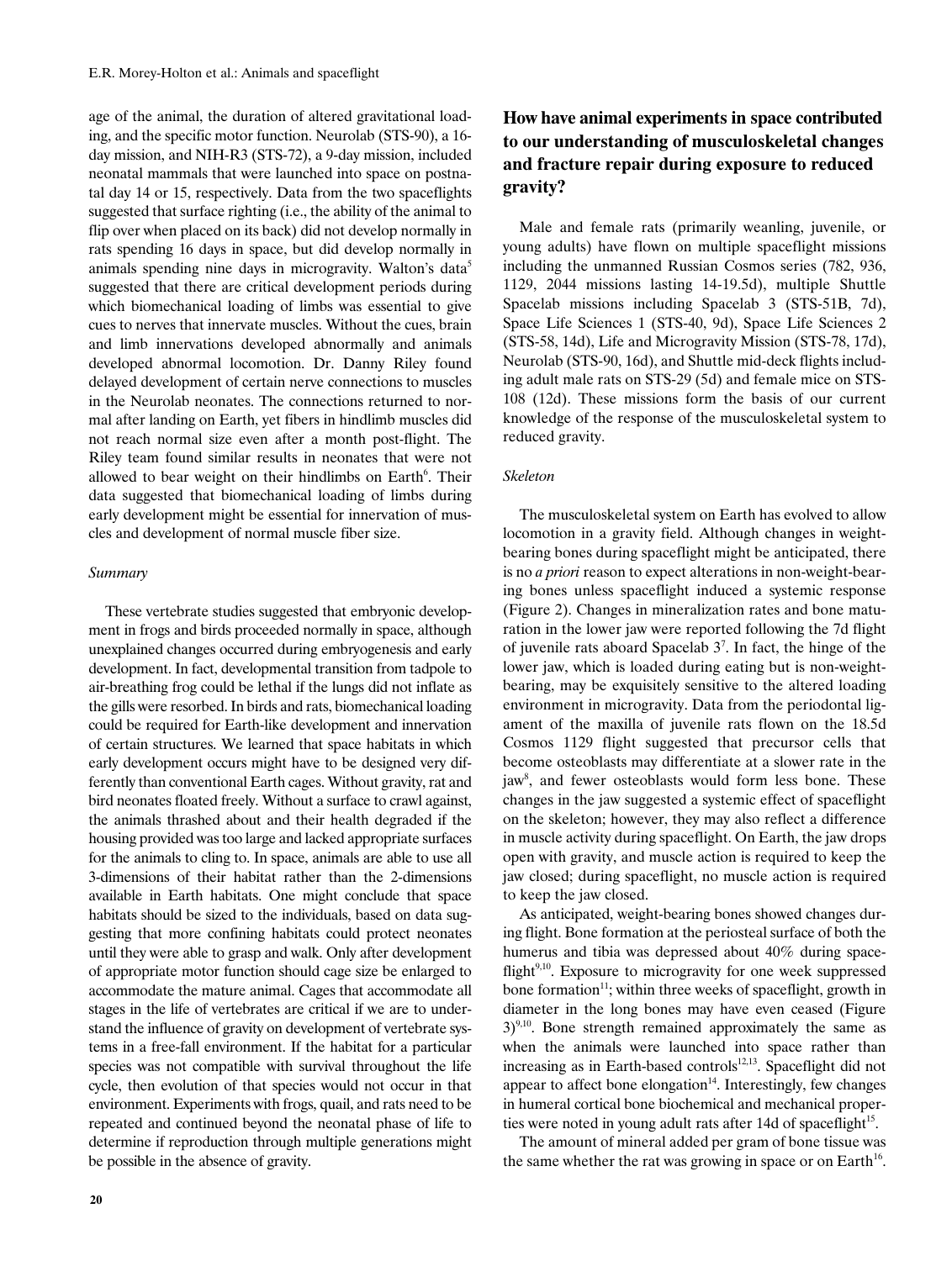age of the animal, the duration of altered gravitational loading, and the specific motor function. Neurolab (STS-90), a 16-day mission, and NIH-R3 (STS-72), a 9-day mission, included neonatal mammals that were launched into space on postnatal day 14 or 15, respectively. Data from the two spaceflights suggested that surface righting (i.e., the ability of the animal to flip over when placed on its back) did not develop normally in rats spending 16 days in space, but did develop normally in animals spending nine days in microgravity. Walton's data[5] suggested that there are critical development periods during which biomechanical loading of limbs was essential to give cues to nerves that innervate muscles. Without the cues, brain and limb innervations developed abnormally and animals developed abnormal locomotion. Dr. Danny Riley found delayed development of certain nerve connections to muscles in the Neurolab neonates. The connections returned to normal after landing on Earth, yet fibers in hindlimb muscles did not reach normal size even after a month post-flight. The Riley team found similar results in neonates that were not allowed to bear weight on their hindlimbs on Earth[6]. Their data suggested that biomechanical loading of limbs during early development might be essential for innervation of muscles and development of normal muscle fiber size.

### *Summary*

These vertebrate studies suggested that embryonic development in frogs and birds proceeded normally in space, although unexplained changes occurred during embryogenesis and early development. In fact, developmental transition from tadpole to air-breathing frog could be lethal if the lungs did not inflate as the gills were resorbed. In birds and rats, biomechanical loading could be required for Earth-like development and innervation of certain structures. We learned that space habitats in which early development occurs might have to be designed very differently than conventional Earth cages. Without gravity, rat and bird neonates floated freely. Without a surface to crawl against, the animals thrashed about and their health degraded if the housing provided was too large and lacked appropriate surfaces for the animals to cling to. In space, animals are able to use all 3-dimensions of their habitat rather than the 2-dimensions available in Earth habitats. One might conclude that space habitats should be sized to the individuals, based on data suggesting that more confining habitats could protect neonates until they were able to grasp and walk. Only after development of appropriate motor function should cage size be enlarged to accommodate the mature animal. Cages that accommodate all stages in the life of vertebrates are critical if we are to understand the influence of gravity on development of vertebrate systems in a free-fall environment. If the habitat for a particular species was not compatible with survival throughout the life cycle, then evolution of that species would not occur in that environment. Experiments with frogs, quail, and rats need to be repeated and continued beyond the neonatal phase of life to determine if reproduction through multiple generations might be possible in the absence of gravity.

## How have animal experiments in space contributed to our understanding of musculoskeletal changes and fracture repair during exposure to reduced gravity?

Male and female rats (primarily weanling, juvenile, or young adults) have flown on multiple spaceflight missions including the unmanned Russian Cosmos series (782, 936, 1129, 2044 missions lasting 14-19.5d), multiple Shuttle Spacelab missions including Spacelab 3 (STS-51B, 7d), Space Life Sciences 1 (STS-40, 9d), Space Life Sciences 2 (STS-58, 14d), Life and Microgravity Mission (STS-78, 17d), Neurolab (STS-90, 16d), and Shuttle mid-deck flights including adult male rats on STS-29 (5d) and female mice on STS-108 (12d). These missions form the basis of our current knowledge of the response of the musculoskeletal system to reduced gravity.

### *Skeleton*

The musculoskeletal system on Earth has evolved to allow locomotion in a gravity field. Although changes in weight-bearing bones during spaceflight might be anticipated, there is no *a priori* reason to expect alterations in non-weight-bearing bones unless spaceflight induced a systemic response (Figure 2). Changes in mineralization rates and bone maturation in the lower jaw were reported following the 7d flight of juvenile rats aboard Spacelab 3[7]. In fact, the hinge of the lower jaw, which is loaded during eating but is non-weight-bearing, may be exquisitely sensitive to the altered loading environment in microgravity. Data from the periodontal ligament of the maxilla of juvenile rats flown on the 18.5d Cosmos 1129 flight suggested that precursor cells that become osteoblasts may differentiate at a slower rate in the jaw[8], and fewer osteoblasts would form less bone. These changes in the jaw suggested a systemic effect of spaceflight on the skeleton; however, they may also reflect a difference in muscle activity during spaceflight. On Earth, the jaw drops open with gravity, and muscle action is required to keep the jaw closed; during spaceflight, no muscle action is required to keep the jaw closed.

As anticipated, weight-bearing bones showed changes during flight. Bone formation at the periosteal surface of both the humerus and tibia was depressed about 40% during spaceflight[9,10]. Exposure to microgravity for one week suppressed bone formation[11]; within three weeks of spaceflight, growth in diameter in the long bones may have even ceased (Figure 3)[9,10]. Bone strength remained approximately the same as when the animals were launched into space rather than increasing as in Earth-based controls[12,13]. Spaceflight did not appear to affect bone elongation[14]. Interestingly, few changes in humeral cortical bone biochemical and mechanical properties were noted in young adult rats after 14d of spaceflight[15].

The amount of mineral added per gram of bone tissue was the same whether the rat was growing in space or on Earth[16].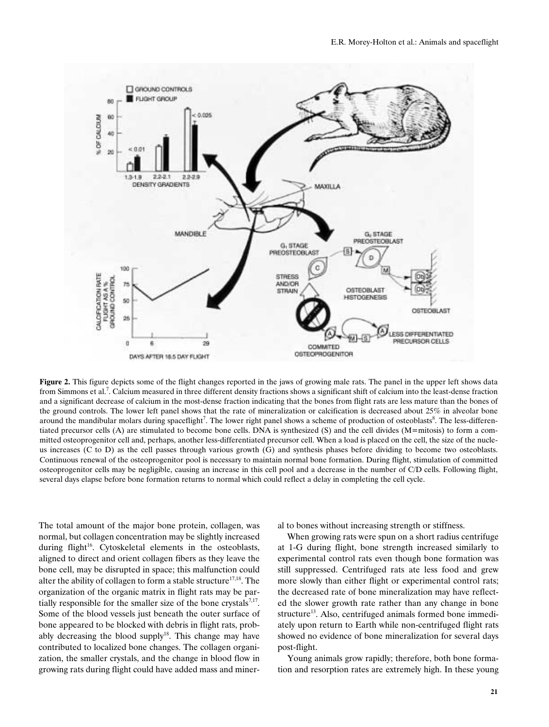**Figure 2.** This figure depicts some of the flight changes reported in the jaws of growing male rats. The panel in the upper left shows data from Simmons et al.[7]. Calcium measured in three different density fractions shows a significant shift of calcium into the least-dense fraction and a significant decrease of calcium in the most-dense fraction indicating that the bones from flight rats are less mature than the bones of the ground controls. The lower left panel shows that the rate of mineralization or calcification is decreased about 25% in alveolar bone around the mandibular molars during spaceflight[7]. The lower right panel shows a scheme of production of osteoblasts[8]. The less-differentiated precursor cells (A) are stimulated to become bone cells. DNA is synthesized (S) and the cell divides (M=mitosis) to form a committed osteoprogenitor cell and, perhaps, another less-differentiated precursor cell. When a load is placed on the cell, the size of the nucleus increases (C to D) as the cell passes through various growth (G) and synthesis phases before dividing to become two osteoblasts. Continuous renewal of the osteoprogenitor pool is necessary to maintain normal bone formation. During flight, stimulation of committed osteoprogenitor cells may be negligible, causing an increase in this cell pool and a decrease in the number of C/D cells. Following flight, several days elapse before bone formation returns to normal which could reflect a delay in completing the cell cycle.

The total amount of the major bone protein, collagen, was normal, but collagen concentration may be slightly increased during flight[16]. Cytoskeletal elements in the osteoblasts, aligned to direct and orient collagen fibers as they leave the bone cell, may be disrupted in space; this malfunction could alter the ability of collagen to form a stable structure[17,18]. The organization of the organic matrix in flight rats may be partially responsible for the smaller size of the bone crystals[7,17]. Some of the blood vessels just beneath the outer surface of bone appeared to be blocked with debris in flight rats, probably decreasing the blood supply[18]. This change may have contributed to localized bone changes. The collagen organization, the smaller crystals, and the change in blood flow in growing rats during flight could have added mass and mineral to bones without increasing strength or stiffness.

When growing rats were spun on a short radius centrifuge at 1-G during flight, bone strength increased similarly to experimental control rats even though bone formation was still suppressed. Centrifuged rats ate less food and grew more slowly than either flight or experimental control rats; the decreased rate of bone mineralization may have reflected the slower growth rate rather than any change in bone structure[13]. Also, centrifuged animals formed bone immediately upon return to Earth while non-centrifuged flight rats showed no evidence of bone mineralization for several days post-flight.

Young animals grow rapidly; therefore, both bone formation and resorption rates are extremely high. In these young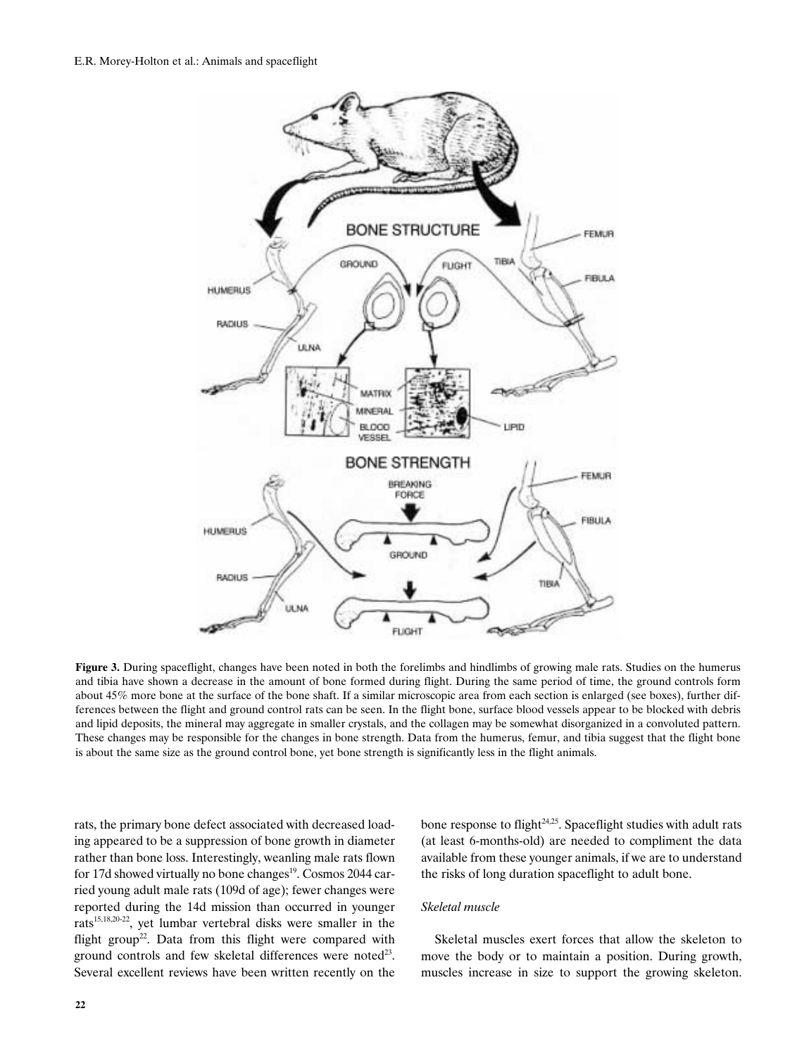**Figure 3.** During spaceflight, changes have been noted in both the forelimbs and hindlimbs of growing male rats. Studies on the humerus and tibia have shown a decrease in the amount of bone formed during flight. During the same period of time, the ground controls form about 45% more bone at the surface of the bone shaft. If a similar microscopic area from each section is enlarged (see boxes), further differences between the flight and ground control rats can be seen. In the flight bone, surface blood vessels appear to be blocked with debris and lipid deposits, the mineral may aggregate in smaller crystals, and the collagen may be somewhat disorganized in a convoluted pattern. These changes may be responsible for the changes in bone strength. Data from the humerus, femur, and tibia suggest that the flight bone is about the same size as the ground control bone, yet bone strength is significantly less in the flight animals.

rats, the primary bone defect associated with decreased loading appeared to be a suppression of bone growth in diameter rather than bone loss. Interestingly, weanling male rats flown for 17d showed virtually no bone changes[19]. Cosmos 2044 carried young adult male rats (109d of age); fewer changes were reported during the 14d mission than occurred in younger rats[15,18,20-22], yet lumbar vertebral disks were smaller in the flight group[22]. Data from this flight were compared with ground controls and few skeletal differences were noted[23]. Several excellent reviews have been written recently on the bone response to flight[24,25]. Spaceflight studies with adult rats (at least 6-months-old) are needed to compliment the data available from these younger animals, if we are to understand the risks of long duration spaceflight to adult bone.

### *Skeletal muscle*

Skeletal muscles exert forces that allow the skeleton to move the body or to maintain a position. During growth, muscles increase in size to support the growing skeleton.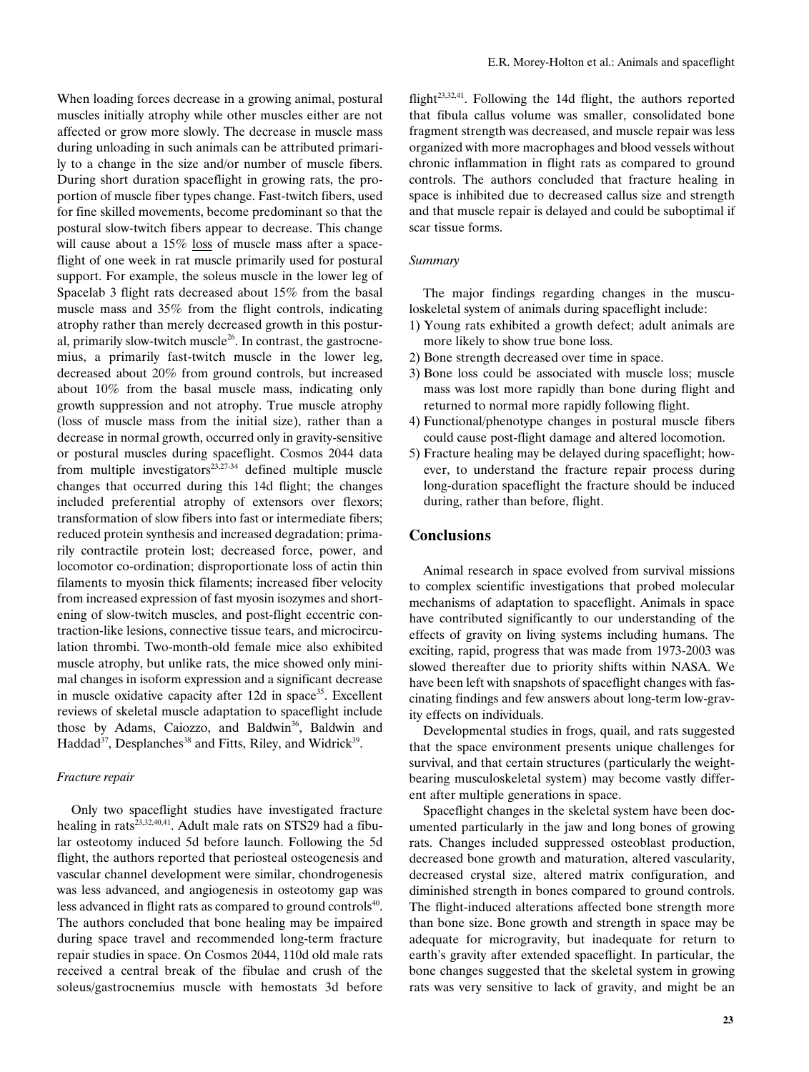When loading forces decrease in a growing animal, postural muscles initially atrophy while other muscles either are not affected or grow more slowly. The decrease in muscle mass during unloading in such animals can be attributed primarily to a change in the size and/or number of muscle fibers. During short duration spaceflight in growing rats, the proportion of muscle fiber types change. Fast-twitch fibers, used for fine skilled movements, become predominant so that the postural slow-twitch fibers appear to decrease. This change will cause about a 15% loss of muscle mass after a spaceflight of one week in rat muscle primarily used for postural support. For example, the soleus muscle in the lower leg of Spacelab 3 flight rats decreased about 15% from the basal muscle mass and 35% from the flight controls, indicating atrophy rather than merely decreased growth in this postural, primarily slow-twitch muscle[26]. In contrast, the gastrocnemius, a primarily fast-twitch muscle in the lower leg, decreased about 20% from ground controls, but increased about 10% from the basal muscle mass, indicating only growth suppression and not atrophy. True muscle atrophy (loss of muscle mass from the initial size), rather than a decrease in normal growth, occurred only in gravity-sensitive or postural muscles during spaceflight. Cosmos 2044 data from multiple investigators[23,27-34] defined multiple muscle changes that occurred during this 14d flight; the changes included preferential atrophy of extensors over flexors; transformation of slow fibers into fast or intermediate fibers; reduced protein synthesis and increased degradation; primarily contractile protein lost; decreased force, power, and locomotor co-ordination; disproportionate loss of actin thin filaments to myosin thick filaments; increased fiber velocity from increased expression of fast myosin isozymes and shortening of slow-twitch muscles, and post-flight eccentric contraction-like lesions, connective tissue tears, and microcirculation thrombi. Two-month-old female mice also exhibited muscle atrophy, but unlike rats, the mice showed only minimal changes in isoform expression and a significant decrease in muscle oxidative capacity after 12d in space[35]. Excellent reviews of skeletal muscle adaptation to spaceflight include those by Adams, Caiozzo, and Baldwin[36], Baldwin and Haddad[37], Desplanches[38] and Fitts, Riley, and Widrick[39].

### *Fracture repair*

Only two spaceflight studies have investigated fracture healing in rats[23,32,40,41]. Adult male rats on STS29 had a fibular osteotomy induced 5d before launch. Following the 5d flight, the authors reported that periosteal osteogenesis and vascular channel development were similar, chondrogenesis was less advanced, and angiogenesis in osteotomy gap was less advanced in flight rats as compared to ground controls[40]. The authors concluded that bone healing may be impaired during space travel and recommended long-term fracture repair studies in space. On Cosmos 2044, 110d old male rats received a central break of the fibulae and crush of the soleus/gastrocnemius muscle with hemostats 3d before flight[23,32,41]. Following the 14d flight, the authors reported that fibula callus volume was smaller, consolidated bone fragment strength was decreased, and muscle repair was less organized with more macrophages and blood vessels without chronic inflammation in flight rats as compared to ground controls. The authors concluded that fracture healing in space is inhibited due to decreased callus size and strength and that muscle repair is delayed and could be suboptimal if scar tissue forms.

### *Summary*

The major findings regarding changes in the musculoskeletal system of animals during spaceflight include:

1) Young rats exhibited a growth defect; adult animals are more likely to show true bone loss.
2) Bone strength decreased over time in space.
3) Bone loss could be associated with muscle loss; muscle mass was lost more rapidly than bone during flight and returned to normal more rapidly following flight.
4) Functional/phenotype changes in postural muscle fibers could cause post-flight damage and altered locomotion.
5) Fracture healing may be delayed during spaceflight; however, to understand the fracture repair process during long-duration spaceflight the fracture should be induced during, rather than before, flight.

## Conclusions

Animal research in space evolved from survival missions to complex scientific investigations that probed molecular mechanisms of adaptation to spaceflight. Animals in space have contributed significantly to our understanding of the effects of gravity on living systems including humans. The exciting, rapid, progress that was made from 1973-2003 was slowed thereafter due to priority shifts within NASA. We have been left with snapshots of spaceflight changes with fascinating findings and few answers about long-term low-gravity effects on individuals.

Developmental studies in frogs, quail, and rats suggested that the space environment presents unique challenges for survival, and that certain structures (particularly the weight-bearing musculoskeletal system) may become vastly different after multiple generations in space.

Spaceflight changes in the skeletal system have been documented particularly in the jaw and long bones of growing rats. Changes included suppressed osteoblast production, decreased bone growth and maturation, altered vascularity, decreased crystal size, altered matrix configuration, and diminished strength in bones compared to ground controls. The flight-induced alterations affected bone strength more than bone size. Bone growth and strength in space may be adequate for microgravity, but inadequate for return to earth's gravity after extended spaceflight. In particular, the bone changes suggested that the skeletal system in growing rats was very sensitive to lack of gravity, and might be an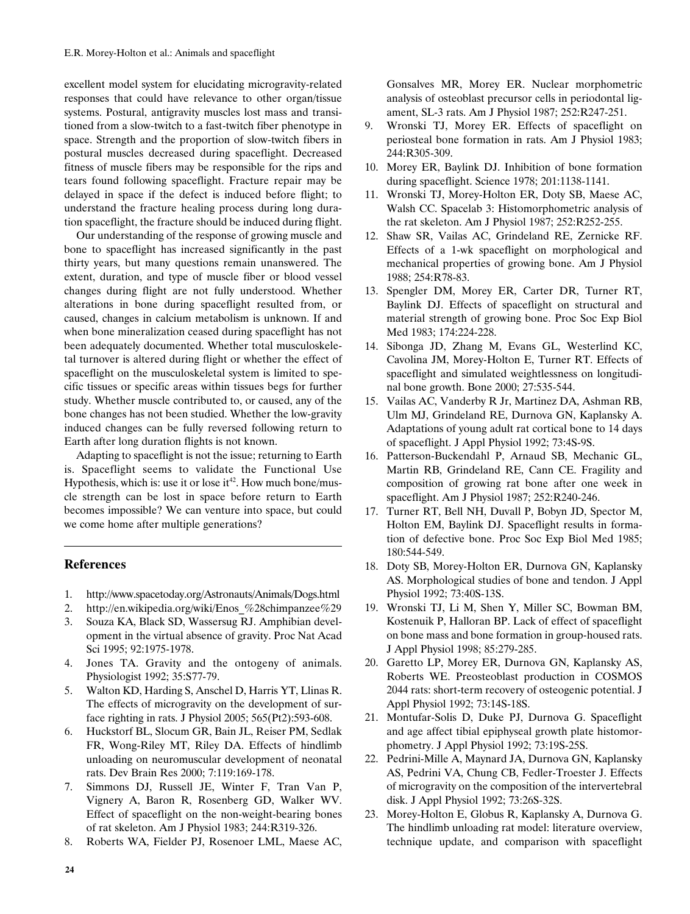excellent model system for elucidating microgravity-related responses that could have relevance to other organ/tissue systems. Postural, antigravity muscles lost mass and transitioned from a slow-twitch to a fast-twitch fiber phenotype in space. Strength and the proportion of slow-twitch fibers in postural muscles decreased during spaceflight. Decreased fitness of muscle fibers may be responsible for the rips and tears found following spaceflight. Fracture repair may be delayed in space if the defect is induced before flight; to understand the fracture healing process during long duration spaceflight, the fracture should be induced during flight.

Our understanding of the response of growing muscle and bone to spaceflight has increased significantly in the past thirty years, but many questions remain unanswered. The extent, duration, and type of muscle fiber or blood vessel changes during flight are not fully understood. Whether alterations in bone during spaceflight resulted from, or caused, changes in calcium metabolism is unknown. If and when bone mineralization ceased during spaceflight has not been adequately documented. Whether total musculoskeletal turnover is altered during flight or whether the effect of spaceflight on the musculoskeletal system is limited to specific tissues or specific areas within tissues begs for further study. Whether muscle contributed to, or caused, any of the bone changes has not been studied. Whether the low-gravity induced changes can be fully reversed following return to Earth after long duration flights is not known.

Adapting to spaceflight is not the issue; returning to Earth is. Spaceflight seems to validate the Functional Use Hypothesis, which is: use it or lose it[42]. How much bone/muscle strength can be lost in space before return to Earth becomes impossible? We can venture into space, but could we come home after multiple generations?

## References

1. http://www.spacetoday.org/Astronauts/Animals/Dogs.html
2. http://en.wikipedia.org/wiki/Enos_%28chimpanzee%29
3. Souza KA, Black SD, Wassersug RJ. Amphibian development in the virtual absence of gravity. Proc Nat Acad Sci 1995; 92:1975-1978.
4. Jones TA. Gravity and the ontogeny of animals. Physiologist 1992; 35:S77-79.
5. Walton KD, Harding S, Anschel D, Harris YT, Llinas R. The effects of microgravity on the development of surface righting in rats. J Physiol 2005; 565(Pt2):593-608.
6. Huckstorf BL, Slocum GR, Bain JL, Reiser PM, Sedlak FR, Wong-Riley MT, Riley DA. Effects of hindlimb unloading on neuromuscular development of neonatal rats. Dev Brain Res 2000; 7:119:169-178.
7. Simmons DJ, Russell JE, Winter F, Tran Van P, Vignery A, Baron R, Rosenberg GD, Walker WV. Effect of spaceflight on the non-weight-bearing bones of rat skeleton. Am J Physiol 1983; 244:R319-326.
8. Roberts WA, Fielder PJ, Rosenoer LML, Maese AC, Gonsalves MR, Morey ER. Nuclear morphometric analysis of osteoblast precursor cells in periodontal ligament, SL-3 rats. Am J Physiol 1987; 252:R247-251.
9. Wronski TJ, Morey ER. Effects of spaceflight on periosteal bone formation in rats. Am J Physiol 1983; 244:R305-309.
10. Morey ER, Baylink DJ. Inhibition of bone formation during spaceflight. Science 1978; 201:1138-1141.
11. Wronski TJ, Morey-Holton ER, Doty SB, Maese AC, Walsh CC. Spacelab 3: Histomorphometric analysis of the rat skeleton. Am J Physiol 1987; 252:R252-255.
12. Shaw SR, Vailas AC, Grindeland RE, Zernicke RF. Effects of a 1-wk spaceflight on morphological and mechanical properties of growing bone. Am J Physiol 1988; 254:R78-83.
13. Spengler DM, Morey ER, Carter DR, Turner RT, Baylink DJ. Effects of spaceflight on structural and material strength of growing bone. Proc Soc Exp Biol Med 1983; 174:224-228.
14. Sibonga JD, Zhang M, Evans GL, Westerlind KC, Cavolina JM, Morey-Holton E, Turner RT. Effects of spaceflight and simulated weightlessness on longitudinal bone growth. Bone 2000; 27:535-544.
15. Vailas AC, Vanderby R Jr, Martinez DA, Ashman RB, Ulm MJ, Grindeland RE, Durnova GN, Kaplansky A. Adaptations of young adult rat cortical bone to 14 days of spaceflight. J Appl Physiol 1992; 73:4S-9S.
16. Patterson-Buckendahl P, Arnaud SB, Mechanic GL, Martin RB, Grindeland RE, Cann CE. Fragility and composition of growing rat bone after one week in spaceflight. Am J Physiol 1987; 252:R240-246.
17. Turner RT, Bell NH, Duvall P, Bobyn JD, Spector M, Holton EM, Baylink DJ. Spaceflight results in formation of defective bone. Proc Soc Exp Biol Med 1985; 180:544-549.
18. Doty SB, Morey-Holton ER, Durnova GN, Kaplansky AS. Morphological studies of bone and tendon. J Appl Physiol 1992; 73:40S-13S.
19. Wronski TJ, Li M, Shen Y, Miller SC, Bowman BM, Kostenuik P, Halloran BP. Lack of effect of spaceflight on bone mass and bone formation in group-housed rats. J Appl Physiol 1998; 85:279-285.
20. Garetto LP, Morey ER, Durnova GN, Kaplansky AS, Roberts WE. Preosteoblast production in COSMOS 2044 rats: short-term recovery of osteogenic potential. J Appl Physiol 1992; 73:14S-18S.
21. Montufar-Solis D, Duke PJ, Durnova G. Spaceflight and age affect tibial epiphyseal growth plate histomorphometry. J Appl Physiol 1992; 73:19S-25S.
22. Pedrini-Mille A, Maynard JA, Durnova GN, Kaplansky AS, Pedrini VA, Chung CB, Fedler-Troester J. Effects of microgravity on the composition of the intervertebral disk. J Appl Physiol 1992; 73:26S-32S.
23. Morey-Holton E, Globus R, Kaplansky A, Durnova G. The hindlimb unloading rat model: literature overview, technique update, and comparison with spaceflight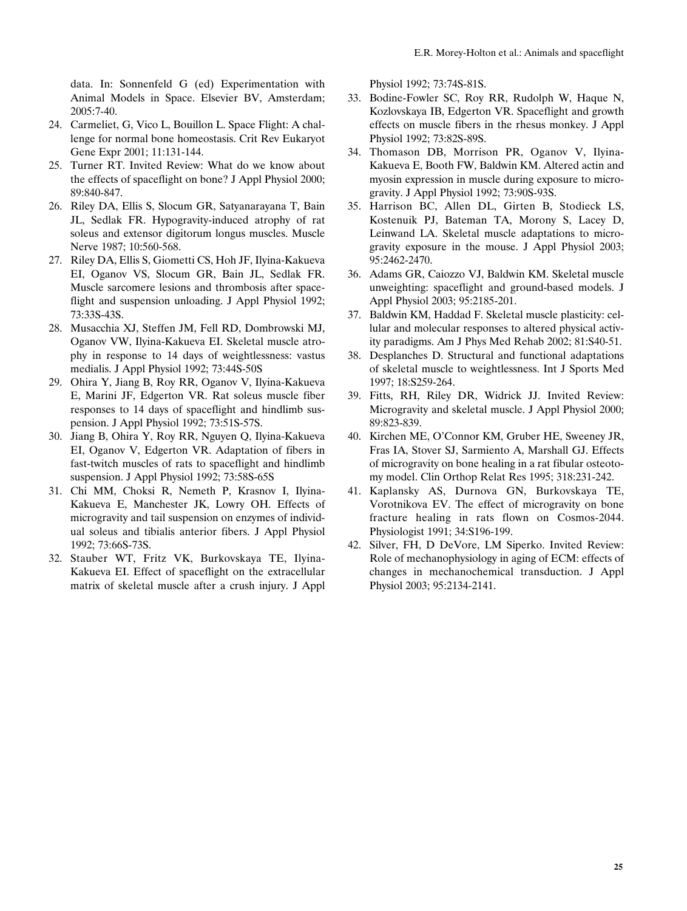data. In: Sonnenfeld G (ed) Experimentation with Animal Models in Space. Elsevier BV, Amsterdam; 2005:7-40.

24. Carmeliet, G, Vico L, Bouillon L. Space Flight: A challenge for normal bone homeostasis. Crit Rev Eukaryot Gene Expr 2001; 11:131-144.
25. Turner RT. Invited Review: What do we know about the effects of spaceflight on bone? J Appl Physiol 2000; 89:840-847.
26. Riley DA, Ellis S, Slocum GR, Satyanarayana T, Bain JL, Sedlak FR. Hypogravity-induced atrophy of rat soleus and extensor digitorum longus muscles. Muscle Nerve 1987; 10:560-568.
27. Riley DA, Ellis S, Giometti CS, Hoh JF, Ilyina-Kakueva EI, Oganov VS, Slocum GR, Bain JL, Sedlak FR. Muscle sarcomere lesions and thrombosis after spaceflight and suspension unloading. J Appl Physiol 1992; 73:33S-43S.
28. Musacchia XJ, Steffen JM, Fell RD, Dombrowski MJ, Oganov VW, Ilyina-Kakueva EI. Skeletal muscle atrophy in response to 14 days of weightlessness: vastus medialis. J Appl Physiol 1992; 73:44S-50S
29. Ohira Y, Jiang B, Roy RR, Oganov V, Ilyina-Kakueva E, Marini JF, Edgerton VR. Rat soleus muscle fiber responses to 14 days of spaceflight and hindlimb suspension. J Appl Physiol 1992; 73:51S-57S.
30. Jiang B, Ohira Y, Roy RR, Nguyen Q, Ilyina-Kakueva EI, Oganov V, Edgerton VR. Adaptation of fibers in fast-twitch muscles of rats to spaceflight and hindlimb suspension. J Appl Physiol 1992; 73:58S-65S
31. Chi MM, Choksi R, Nemeth P, Krasnov I, Ilyina-Kakueva E, Manchester JK, Lowry OH. Effects of microgravity and tail suspension on enzymes of individual soleus and tibialis anterior fibers. J Appl Physiol 1992; 73:66S-73S.
32. Stauber WT, Fritz VK, Burkovskaya TE, Ilyina-Kakueva EI. Effect of spaceflight on the extracellular matrix of skeletal muscle after a crush injury. J Appl Physiol 1992; 73:74S-81S.
33. Bodine-Fowler SC, Roy RR, Rudolph W, Haque N, Kozlovskaya IB, Edgerton VR. Spaceflight and growth effects on muscle fibers in the rhesus monkey. J Appl Physiol 1992; 73:82S-89S.
34. Thomason DB, Morrison PR, Oganov V, Ilyina-Kakueva E, Booth FW, Baldwin KM. Altered actin and myosin expression in muscle during exposure to microgravity. J Appl Physiol 1992; 73:90S-93S.
35. Harrison BC, Allen DL, Girten B, Stodieck LS, Kostenuik PJ, Bateman TA, Morony S, Lacey D, Leinwand LA. Skeletal muscle adaptations to microgravity exposure in the mouse. J Appl Physiol 2003; 95:2462-2470.
36. Adams GR, Caiozzo VJ, Baldwin KM. Skeletal muscle unweighting: spaceflight and ground-based models. J Appl Physiol 2003; 95:2185-201.
37. Baldwin KM, Haddad F. Skeletal muscle plasticity: cellular and molecular responses to altered physical activity paradigms. Am J Phys Med Rehab 2002; 81:S40-51.
38. Desplanches D. Structural and functional adaptations of skeletal muscle to weightlessness. Int J Sports Med 1997; 18:S259-264.
39. Fitts, RH, Riley DR, Widrick JJ. Invited Review: Microgravity and skeletal muscle. J Appl Physiol 2000; 89:823-839.
40. Kirchen ME, O'Connor KM, Gruber HE, Sweeney JR, Fras IA, Stover SJ, Sarmiento A, Marshall GJ. Effects of microgravity on bone healing in a rat fibular osteotomy model. Clin Orthop Relat Res 1995; 318:231-242.
41. Kaplansky AS, Durnova GN, Burkovskaya TE, Vorotnikova EV. The effect of microgravity on bone fracture healing in rats flown on Cosmos-2044. Physiologist 1991; 34:S196-199.
42. Silver, FH, D DeVore, LM Siperko. Invited Review: Role of mechanophysiology in aging of ECM: effects of changes in mechanochemical transduction. J Appl Physiol 2003; 95:2134-2141.